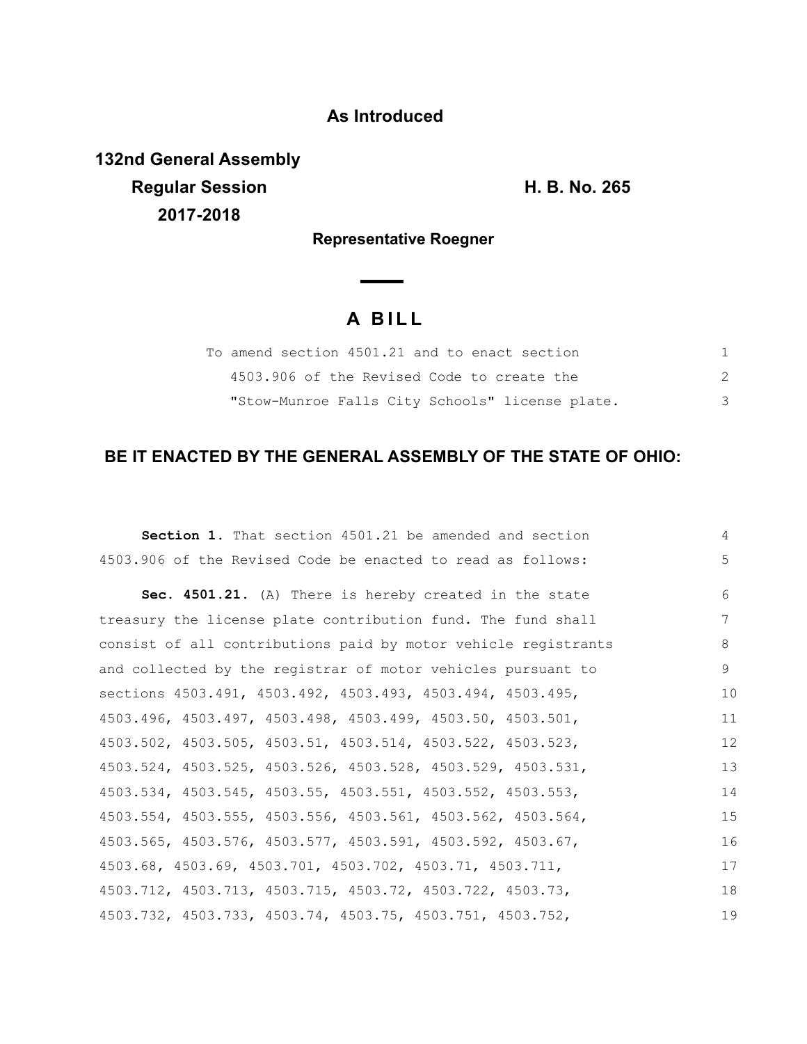**As Introduced**

**132nd General Assembly**
**Regular Session**
**2017-2018**

**H. B. No. 265**

**Representative Roegner**

# A BILL

To amend section 4501.21 and to enact section 4503.906 of the Revised Code to create the "Stow-Munroe Falls City Schools" license plate.

## BE IT ENACTED BY THE GENERAL ASSEMBLY OF THE STATE OF OHIO:

**Section 1.** That section 4501.21 be amended and section 4503.906 of the Revised Code be enacted to read as follows:

**Sec. 4501.21.** (A) There is hereby created in the state treasury the license plate contribution fund. The fund shall consist of all contributions paid by motor vehicle registrants and collected by the registrar of motor vehicles pursuant to sections 4503.491, 4503.492, 4503.493, 4503.494, 4503.495, 4503.496, 4503.497, 4503.498, 4503.499, 4503.50, 4503.501, 4503.502, 4503.505, 4503.51, 4503.514, 4503.522, 4503.523, 4503.524, 4503.525, 4503.526, 4503.528, 4503.529, 4503.531, 4503.534, 4503.545, 4503.55, 4503.551, 4503.552, 4503.553, 4503.554, 4503.555, 4503.556, 4503.561, 4503.562, 4503.564, 4503.565, 4503.576, 4503.577, 4503.591, 4503.592, 4503.67, 4503.68, 4503.69, 4503.701, 4503.702, 4503.71, 4503.711, 4503.712, 4503.713, 4503.715, 4503.72, 4503.722, 4503.73, 4503.732, 4503.733, 4503.74, 4503.75, 4503.751, 4503.752,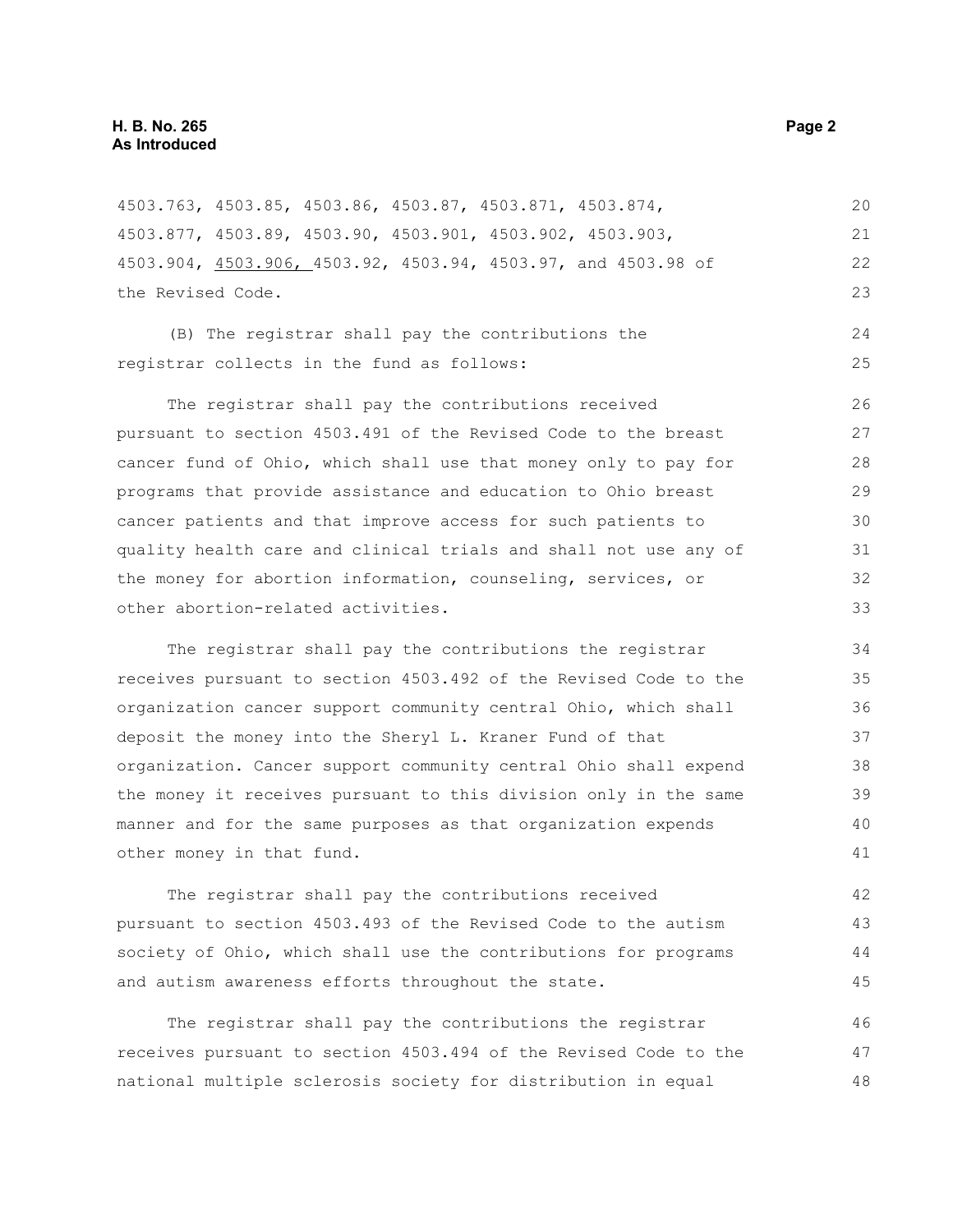4503.763, 4503.85, 4503.86, 4503.87, 4503.871, 4503.874, 4503.877, 4503.89, 4503.90, 4503.901, 4503.902, 4503.903, 4503.904, <u>4503.906,</u> 4503.92, 4503.94, 4503.97, and 4503.98 of the Revised Code.

(B) The registrar shall pay the contributions the registrar collects in the fund as follows:

The registrar shall pay the contributions received pursuant to section 4503.491 of the Revised Code to the breast cancer fund of Ohio, which shall use that money only to pay for programs that provide assistance and education to Ohio breast cancer patients and that improve access for such patients to quality health care and clinical trials and shall not use any of the money for abortion information, counseling, services, or other abortion-related activities.

The registrar shall pay the contributions the registrar receives pursuant to section 4503.492 of the Revised Code to the organization cancer support community central Ohio, which shall deposit the money into the Sheryl L. Kraner Fund of that organization. Cancer support community central Ohio shall expend the money it receives pursuant to this division only in the same manner and for the same purposes as that organization expends other money in that fund.

The registrar shall pay the contributions received pursuant to section 4503.493 of the Revised Code to the autism society of Ohio, which shall use the contributions for programs and autism awareness efforts throughout the state.

The registrar shall pay the contributions the registrar receives pursuant to section 4503.494 of the Revised Code to the national multiple sclerosis society for distribution in equal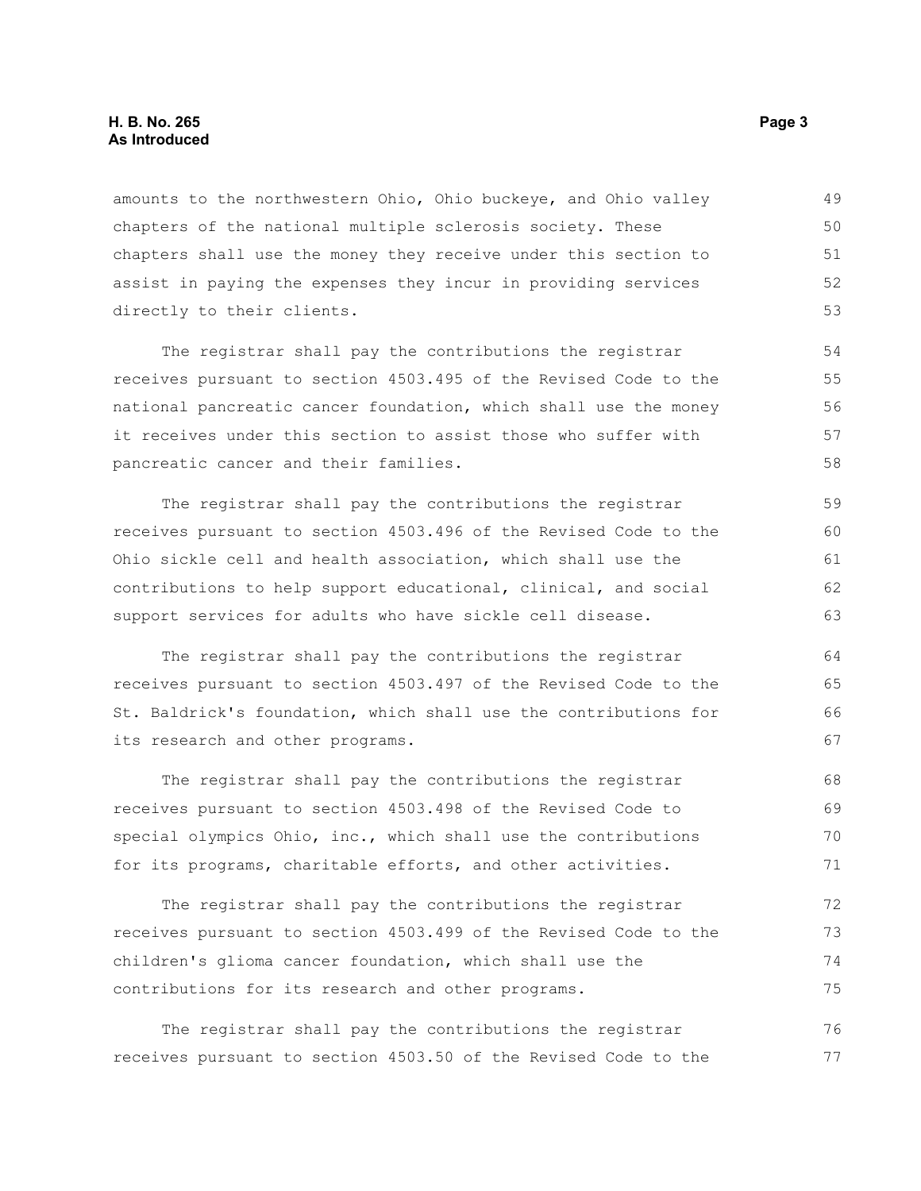amounts to the northwestern Ohio, Ohio buckeye, and Ohio valley chapters of the national multiple sclerosis society. These chapters shall use the money they receive under this section to assist in paying the expenses they incur in providing services directly to their clients.

The registrar shall pay the contributions the registrar receives pursuant to section 4503.495 of the Revised Code to the national pancreatic cancer foundation, which shall use the money it receives under this section to assist those who suffer with pancreatic cancer and their families.

The registrar shall pay the contributions the registrar receives pursuant to section 4503.496 of the Revised Code to the Ohio sickle cell and health association, which shall use the contributions to help support educational, clinical, and social support services for adults who have sickle cell disease.

The registrar shall pay the contributions the registrar receives pursuant to section 4503.497 of the Revised Code to the St. Baldrick's foundation, which shall use the contributions for its research and other programs.

The registrar shall pay the contributions the registrar receives pursuant to section 4503.498 of the Revised Code to special olympics Ohio, inc., which shall use the contributions for its programs, charitable efforts, and other activities.

The registrar shall pay the contributions the registrar receives pursuant to section 4503.499 of the Revised Code to the children's glioma cancer foundation, which shall use the contributions for its research and other programs.

The registrar shall pay the contributions the registrar receives pursuant to section 4503.50 of the Revised Code to the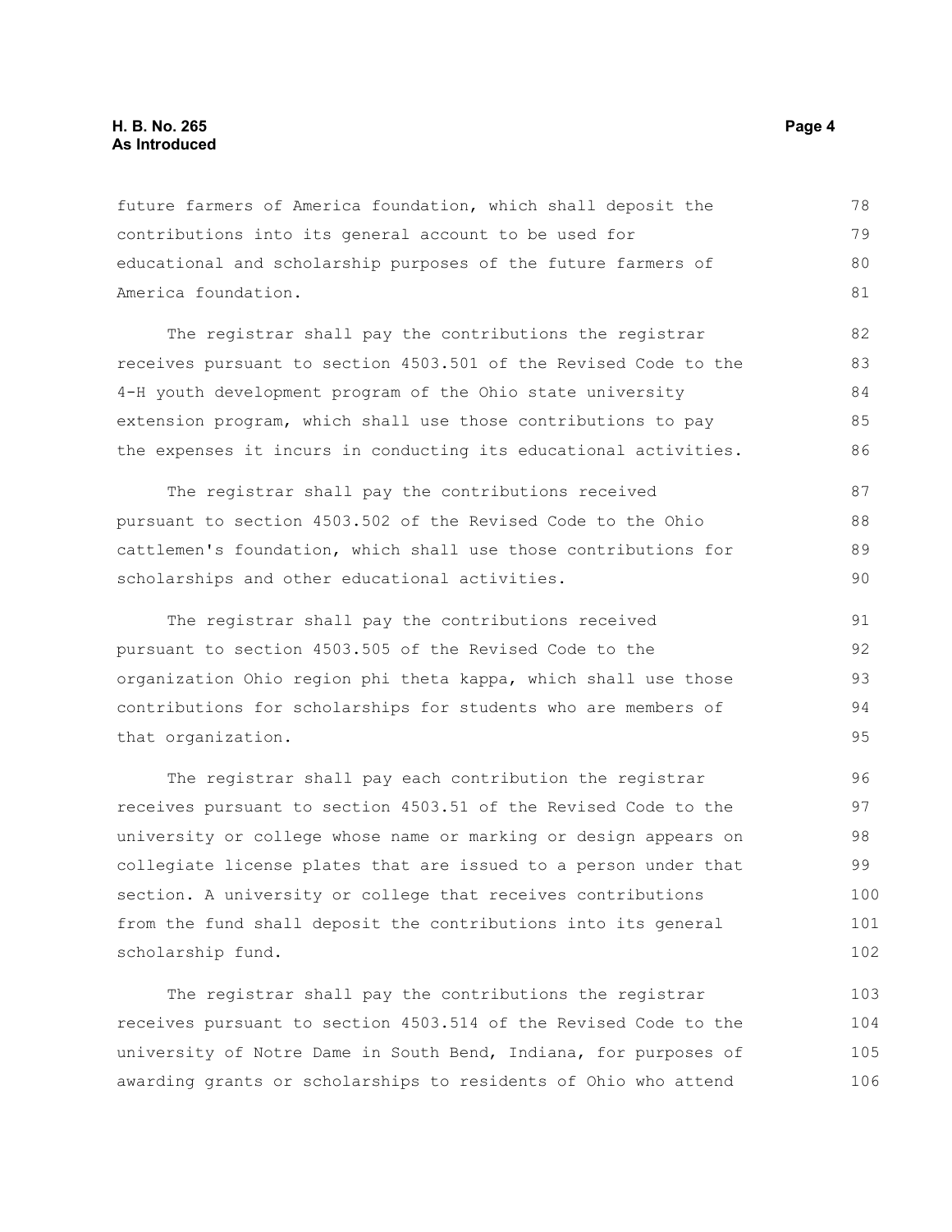future farmers of America foundation, which shall deposit the contributions into its general account to be used for educational and scholarship purposes of the future farmers of America foundation.

The registrar shall pay the contributions the registrar receives pursuant to section 4503.501 of the Revised Code to the 4-H youth development program of the Ohio state university extension program, which shall use those contributions to pay the expenses it incurs in conducting its educational activities.

The registrar shall pay the contributions received pursuant to section 4503.502 of the Revised Code to the Ohio cattlemen's foundation, which shall use those contributions for scholarships and other educational activities.

The registrar shall pay the contributions received pursuant to section 4503.505 of the Revised Code to the organization Ohio region phi theta kappa, which shall use those contributions for scholarships for students who are members of that organization.

The registrar shall pay each contribution the registrar receives pursuant to section 4503.51 of the Revised Code to the university or college whose name or marking or design appears on collegiate license plates that are issued to a person under that section. A university or college that receives contributions from the fund shall deposit the contributions into its general scholarship fund.

The registrar shall pay the contributions the registrar receives pursuant to section 4503.514 of the Revised Code to the university of Notre Dame in South Bend, Indiana, for purposes of awarding grants or scholarships to residents of Ohio who attend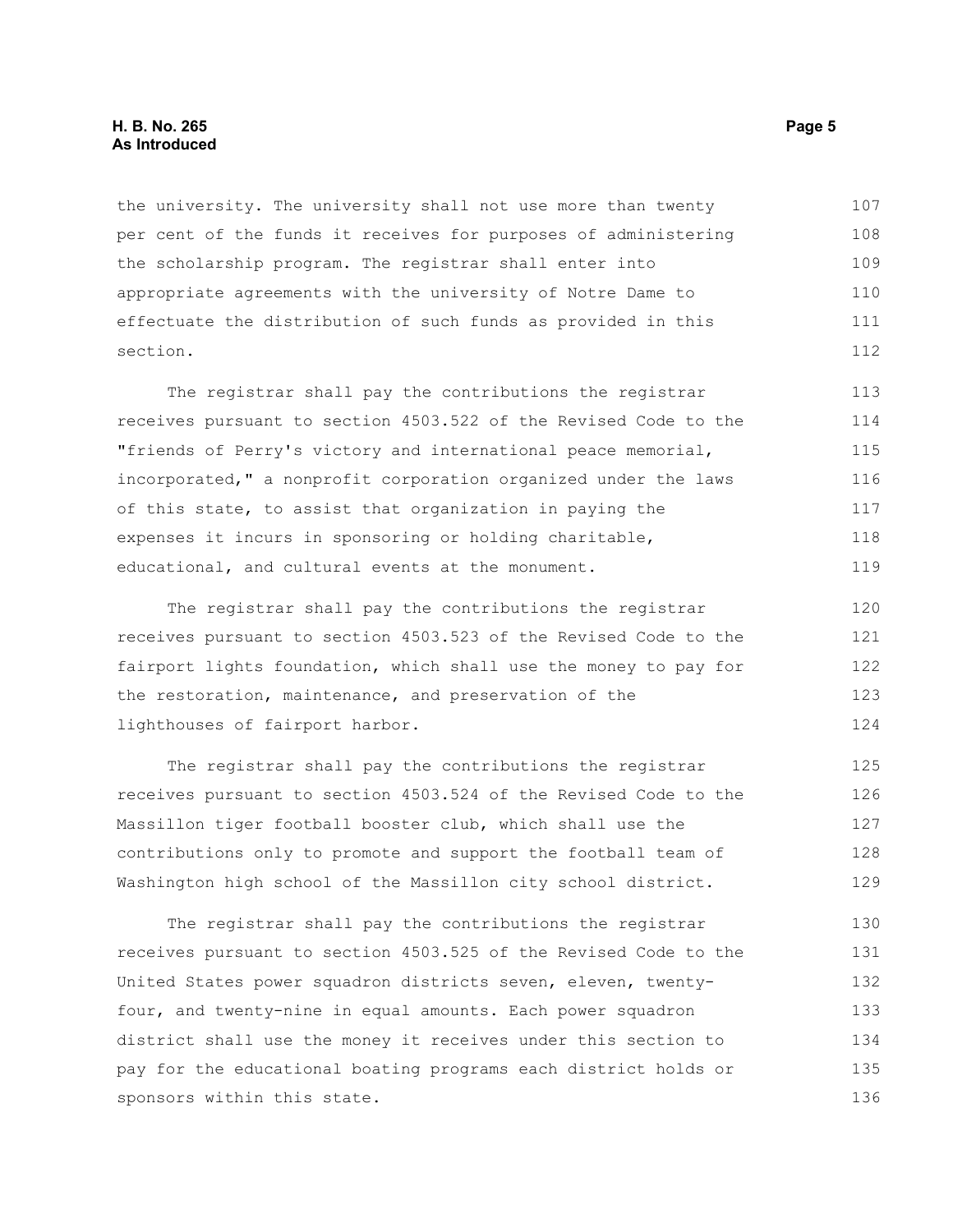the university. The university shall not use more than twenty per cent of the funds it receives for purposes of administering the scholarship program. The registrar shall enter into appropriate agreements with the university of Notre Dame to effectuate the distribution of such funds as provided in this section.

The registrar shall pay the contributions the registrar receives pursuant to section 4503.522 of the Revised Code to the "friends of Perry's victory and international peace memorial, incorporated," a nonprofit corporation organized under the laws of this state, to assist that organization in paying the expenses it incurs in sponsoring or holding charitable, educational, and cultural events at the monument.

The registrar shall pay the contributions the registrar receives pursuant to section 4503.523 of the Revised Code to the fairport lights foundation, which shall use the money to pay for the restoration, maintenance, and preservation of the lighthouses of fairport harbor.

The registrar shall pay the contributions the registrar receives pursuant to section 4503.524 of the Revised Code to the Massillon tiger football booster club, which shall use the contributions only to promote and support the football team of Washington high school of the Massillon city school district.

The registrar shall pay the contributions the registrar receives pursuant to section 4503.525 of the Revised Code to the United States power squadron districts seven, eleven, twenty-four, and twenty-nine in equal amounts. Each power squadron district shall use the money it receives under this section to pay for the educational boating programs each district holds or sponsors within this state.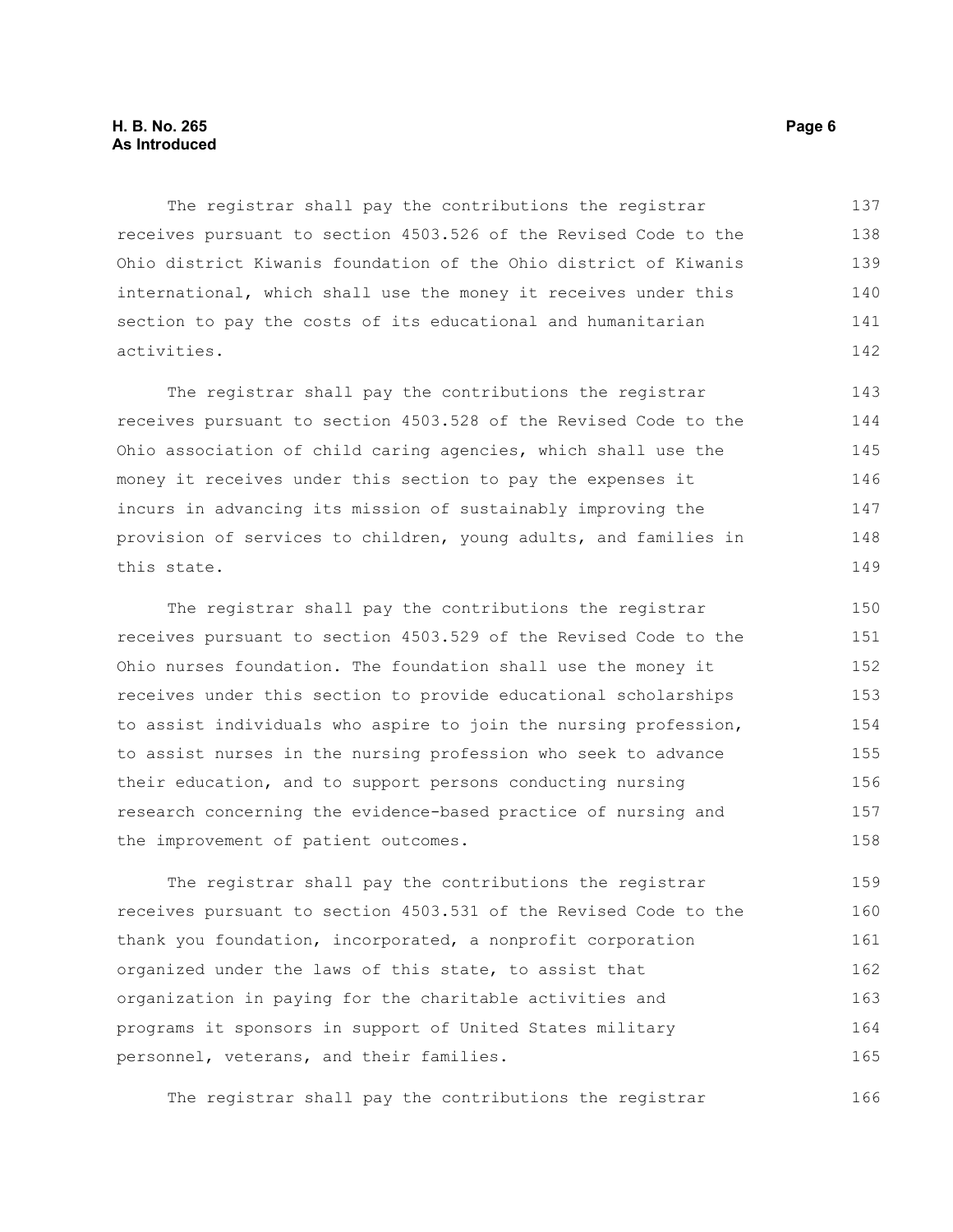The registrar shall pay the contributions the registrar receives pursuant to section 4503.526 of the Revised Code to the Ohio district Kiwanis foundation of the Ohio district of Kiwanis international, which shall use the money it receives under this section to pay the costs of its educational and humanitarian activities.

The registrar shall pay the contributions the registrar receives pursuant to section 4503.528 of the Revised Code to the Ohio association of child caring agencies, which shall use the money it receives under this section to pay the expenses it incurs in advancing its mission of sustainably improving the provision of services to children, young adults, and families in this state.

The registrar shall pay the contributions the registrar receives pursuant to section 4503.529 of the Revised Code to the Ohio nurses foundation. The foundation shall use the money it receives under this section to provide educational scholarships to assist individuals who aspire to join the nursing profession, to assist nurses in the nursing profession who seek to advance their education, and to support persons conducting nursing research concerning the evidence-based practice of nursing and the improvement of patient outcomes.

The registrar shall pay the contributions the registrar receives pursuant to section 4503.531 of the Revised Code to the thank you foundation, incorporated, a nonprofit corporation organized under the laws of this state, to assist that organization in paying for the charitable activities and programs it sponsors in support of United States military personnel, veterans, and their families.

The registrar shall pay the contributions the registrar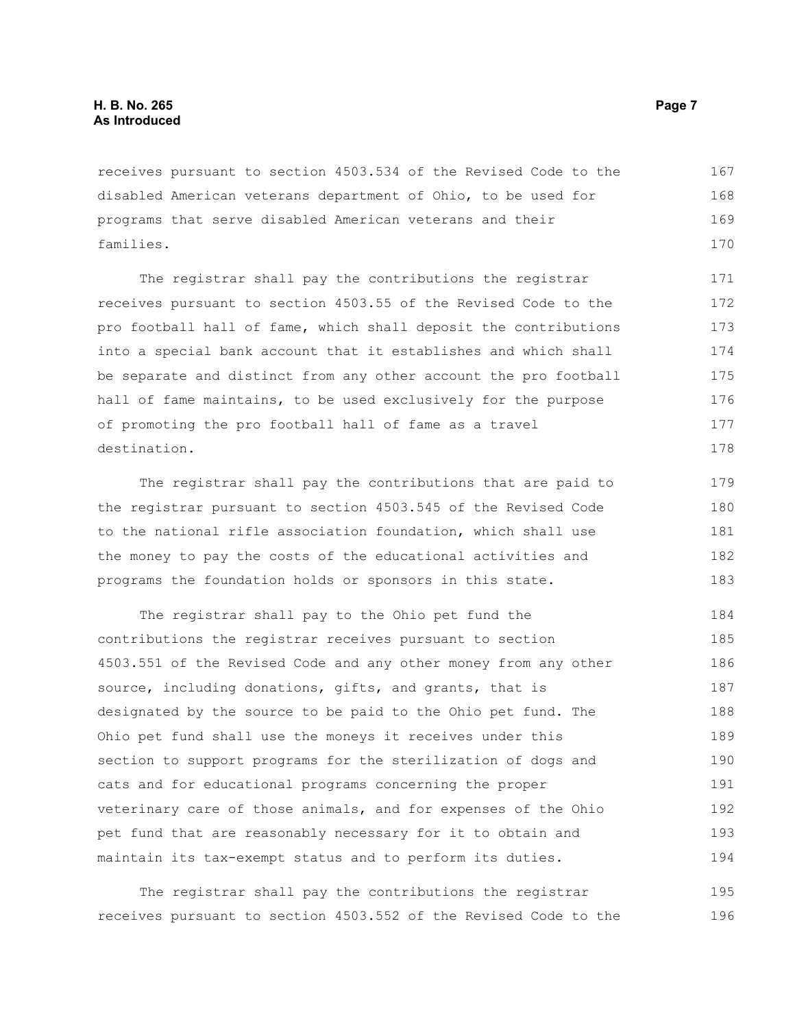receives pursuant to section 4503.534 of the Revised Code to the disabled American veterans department of Ohio, to be used for programs that serve disabled American veterans and their families.

The registrar shall pay the contributions the registrar receives pursuant to section 4503.55 of the Revised Code to the pro football hall of fame, which shall deposit the contributions into a special bank account that it establishes and which shall be separate and distinct from any other account the pro football hall of fame maintains, to be used exclusively for the purpose of promoting the pro football hall of fame as a travel destination.

The registrar shall pay the contributions that are paid to the registrar pursuant to section 4503.545 of the Revised Code to the national rifle association foundation, which shall use the money to pay the costs of the educational activities and programs the foundation holds or sponsors in this state.

The registrar shall pay to the Ohio pet fund the contributions the registrar receives pursuant to section 4503.551 of the Revised Code and any other money from any other source, including donations, gifts, and grants, that is designated by the source to be paid to the Ohio pet fund. The Ohio pet fund shall use the moneys it receives under this section to support programs for the sterilization of dogs and cats and for educational programs concerning the proper veterinary care of those animals, and for expenses of the Ohio pet fund that are reasonably necessary for it to obtain and maintain its tax-exempt status and to perform its duties.

The registrar shall pay the contributions the registrar receives pursuant to section 4503.552 of the Revised Code to the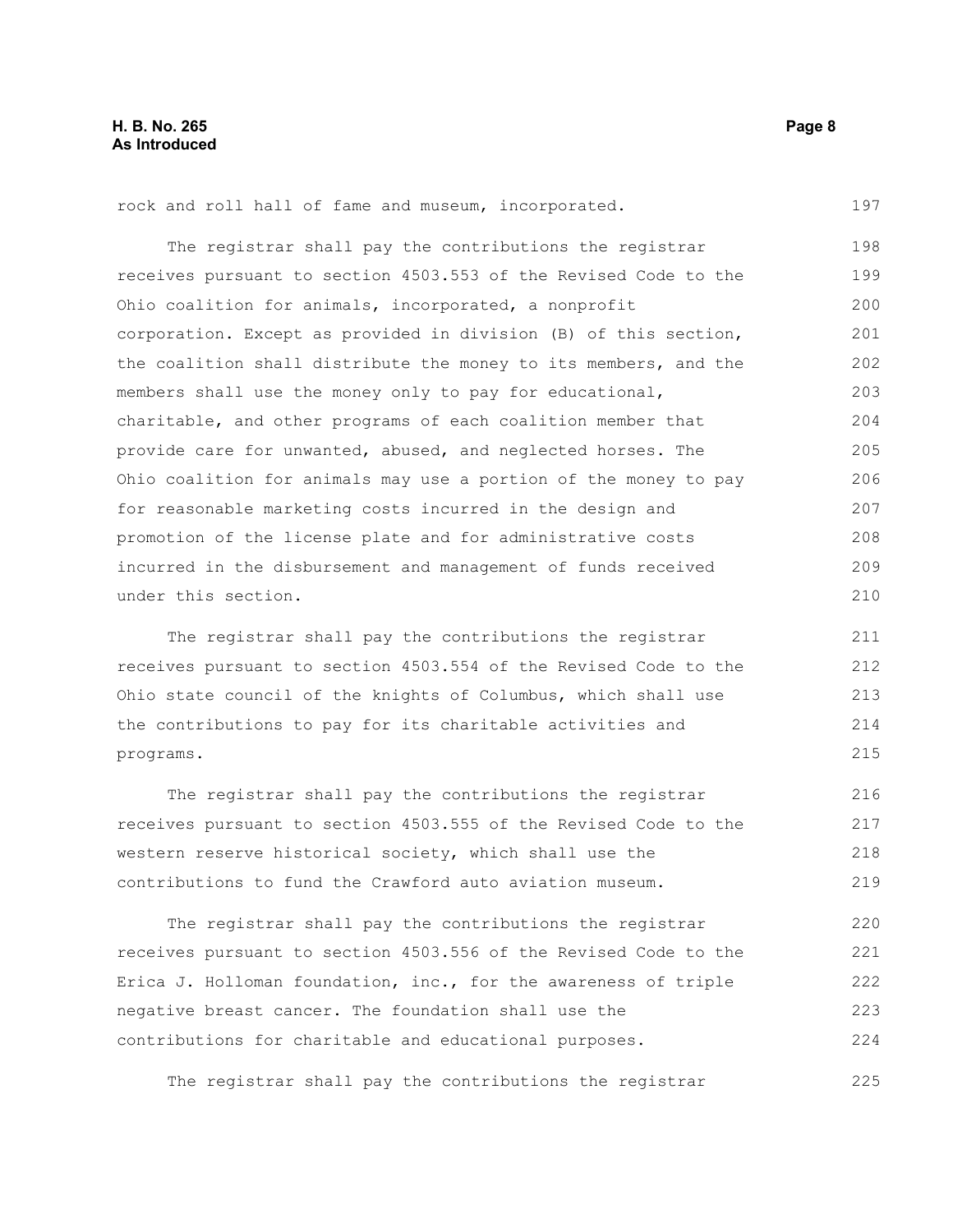rock and roll hall of fame and museum, incorporated.

The registrar shall pay the contributions the registrar receives pursuant to section 4503.553 of the Revised Code to the Ohio coalition for animals, incorporated, a nonprofit corporation. Except as provided in division (B) of this section, the coalition shall distribute the money to its members, and the members shall use the money only to pay for educational, charitable, and other programs of each coalition member that provide care for unwanted, abused, and neglected horses. The Ohio coalition for animals may use a portion of the money to pay for reasonable marketing costs incurred in the design and promotion of the license plate and for administrative costs incurred in the disbursement and management of funds received under this section.

The registrar shall pay the contributions the registrar receives pursuant to section 4503.554 of the Revised Code to the Ohio state council of the knights of Columbus, which shall use the contributions to pay for its charitable activities and programs.

The registrar shall pay the contributions the registrar receives pursuant to section 4503.555 of the Revised Code to the western reserve historical society, which shall use the contributions to fund the Crawford auto aviation museum.

The registrar shall pay the contributions the registrar receives pursuant to section 4503.556 of the Revised Code to the Erica J. Holloman foundation, inc., for the awareness of triple negative breast cancer. The foundation shall use the contributions for charitable and educational purposes.

The registrar shall pay the contributions the registrar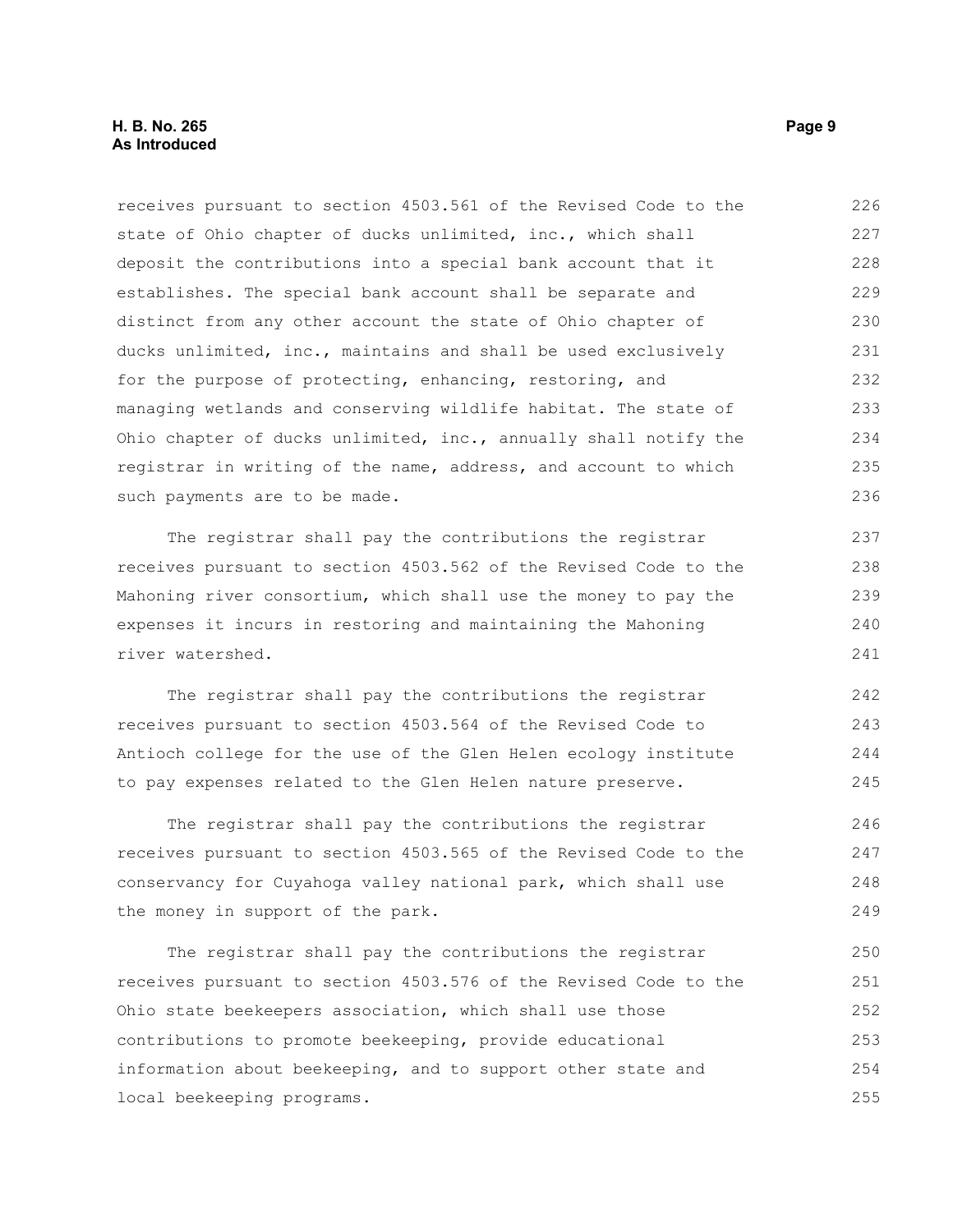receives pursuant to section 4503.561 of the Revised Code to the state of Ohio chapter of ducks unlimited, inc., which shall deposit the contributions into a special bank account that it establishes. The special bank account shall be separate and distinct from any other account the state of Ohio chapter of ducks unlimited, inc., maintains and shall be used exclusively for the purpose of protecting, enhancing, restoring, and managing wetlands and conserving wildlife habitat. The state of Ohio chapter of ducks unlimited, inc., annually shall notify the registrar in writing of the name, address, and account to which such payments are to be made.

The registrar shall pay the contributions the registrar receives pursuant to section 4503.562 of the Revised Code to the Mahoning river consortium, which shall use the money to pay the expenses it incurs in restoring and maintaining the Mahoning river watershed.

The registrar shall pay the contributions the registrar receives pursuant to section 4503.564 of the Revised Code to Antioch college for the use of the Glen Helen ecology institute to pay expenses related to the Glen Helen nature preserve.

The registrar shall pay the contributions the registrar receives pursuant to section 4503.565 of the Revised Code to the conservancy for Cuyahoga valley national park, which shall use the money in support of the park.

The registrar shall pay the contributions the registrar receives pursuant to section 4503.576 of the Revised Code to the Ohio state beekeepers association, which shall use those contributions to promote beekeeping, provide educational information about beekeeping, and to support other state and local beekeeping programs.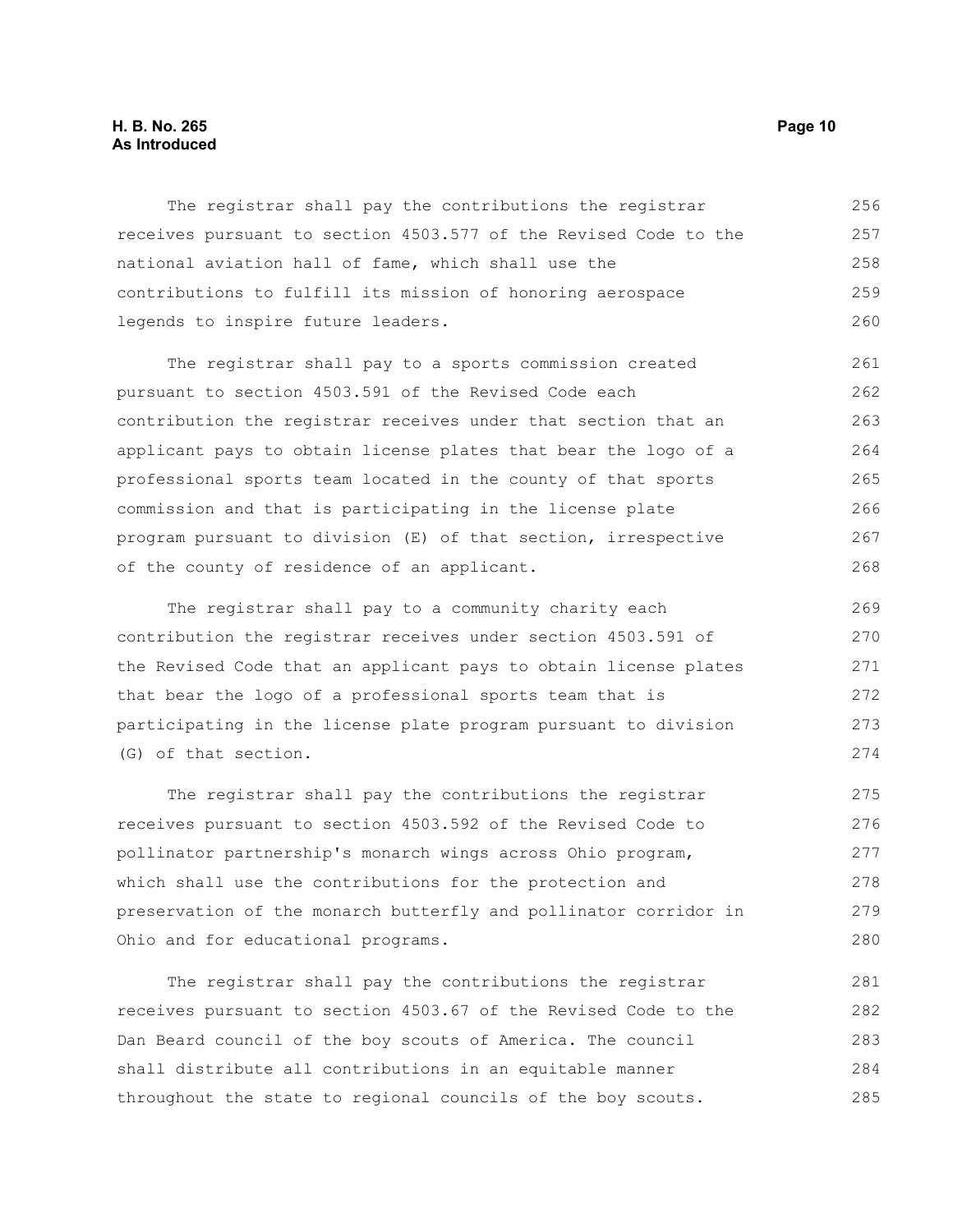The registrar shall pay the contributions the registrar receives pursuant to section 4503.577 of the Revised Code to the national aviation hall of fame, which shall use the contributions to fulfill its mission of honoring aerospace legends to inspire future leaders.

The registrar shall pay to a sports commission created pursuant to section 4503.591 of the Revised Code each contribution the registrar receives under that section that an applicant pays to obtain license plates that bear the logo of a professional sports team located in the county of that sports commission and that is participating in the license plate program pursuant to division (E) of that section, irrespective of the county of residence of an applicant.

The registrar shall pay to a community charity each contribution the registrar receives under section 4503.591 of the Revised Code that an applicant pays to obtain license plates that bear the logo of a professional sports team that is participating in the license plate program pursuant to division (G) of that section.

The registrar shall pay the contributions the registrar receives pursuant to section 4503.592 of the Revised Code to pollinator partnership's monarch wings across Ohio program, which shall use the contributions for the protection and preservation of the monarch butterfly and pollinator corridor in Ohio and for educational programs.

The registrar shall pay the contributions the registrar receives pursuant to section 4503.67 of the Revised Code to the Dan Beard council of the boy scouts of America. The council shall distribute all contributions in an equitable manner throughout the state to regional councils of the boy scouts.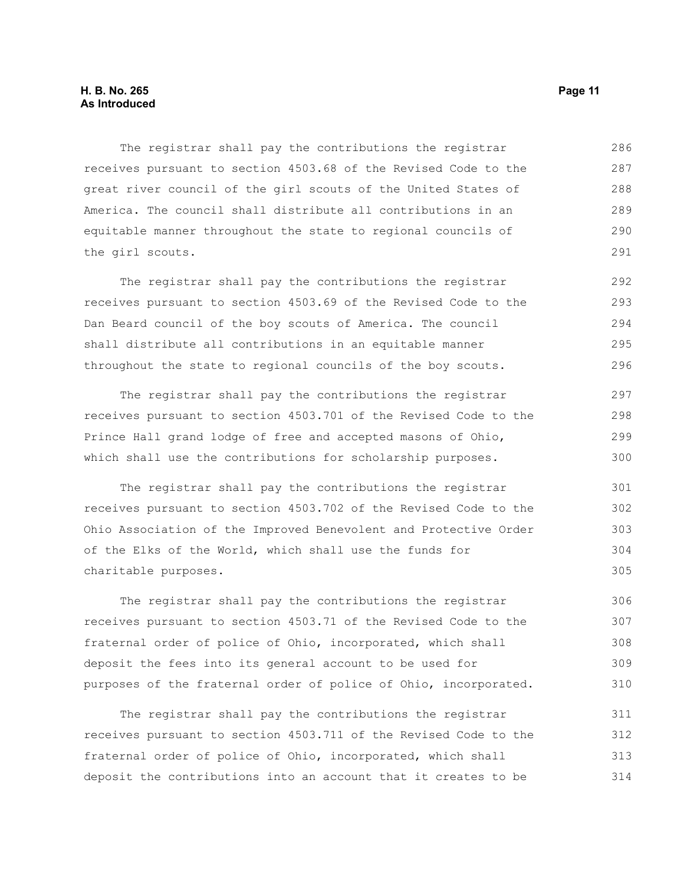The registrar shall pay the contributions the registrar receives pursuant to section 4503.68 of the Revised Code to the great river council of the girl scouts of the United States of America. The council shall distribute all contributions in an equitable manner throughout the state to regional councils of the girl scouts.

The registrar shall pay the contributions the registrar receives pursuant to section 4503.69 of the Revised Code to the Dan Beard council of the boy scouts of America. The council shall distribute all contributions in an equitable manner throughout the state to regional councils of the boy scouts.

The registrar shall pay the contributions the registrar receives pursuant to section 4503.701 of the Revised Code to the Prince Hall grand lodge of free and accepted masons of Ohio, which shall use the contributions for scholarship purposes.

The registrar shall pay the contributions the registrar receives pursuant to section 4503.702 of the Revised Code to the Ohio Association of the Improved Benevolent and Protective Order of the Elks of the World, which shall use the funds for charitable purposes.

The registrar shall pay the contributions the registrar receives pursuant to section 4503.71 of the Revised Code to the fraternal order of police of Ohio, incorporated, which shall deposit the fees into its general account to be used for purposes of the fraternal order of police of Ohio, incorporated.

The registrar shall pay the contributions the registrar receives pursuant to section 4503.711 of the Revised Code to the fraternal order of police of Ohio, incorporated, which shall deposit the contributions into an account that it creates to be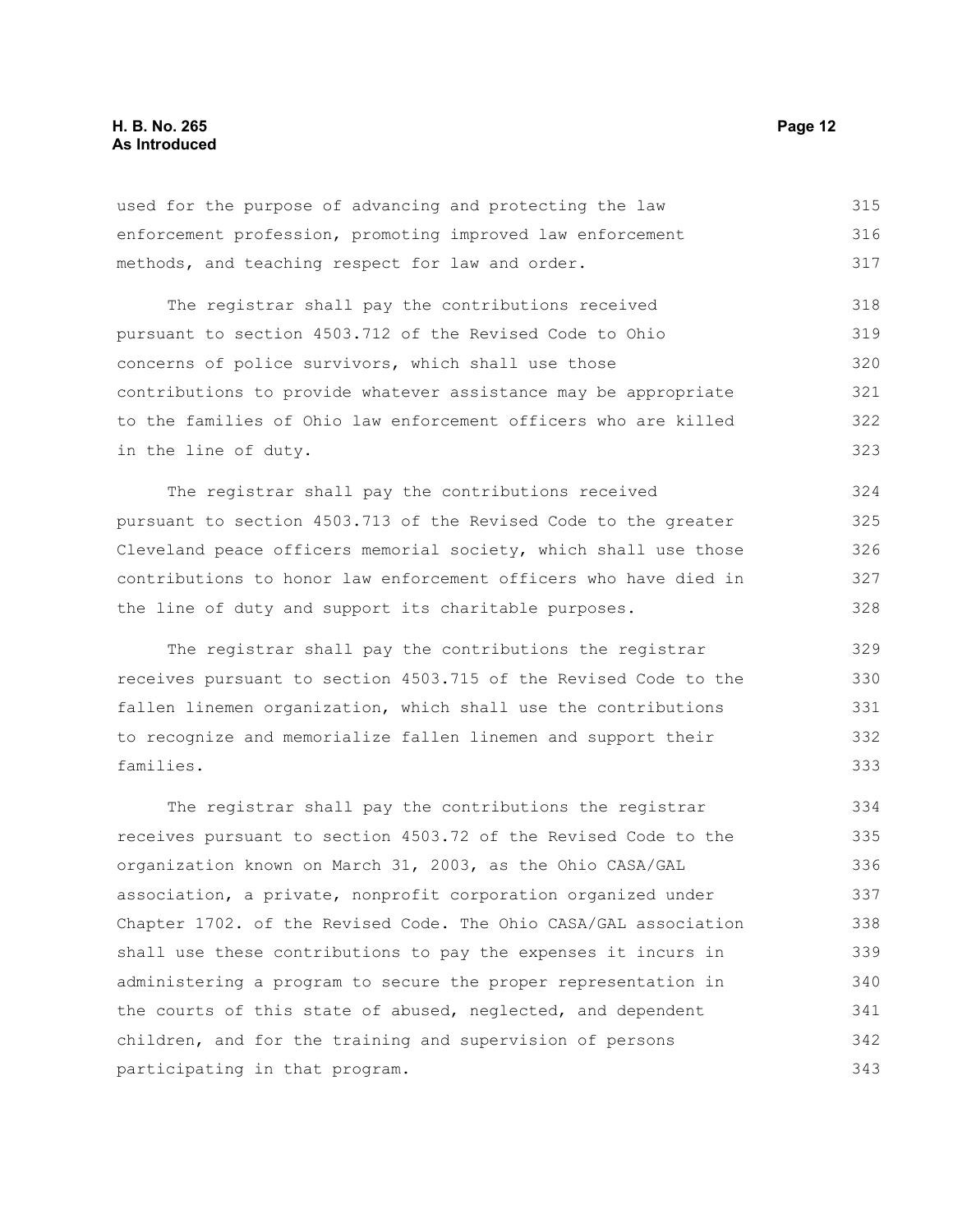used for the purpose of advancing and protecting the law enforcement profession, promoting improved law enforcement methods, and teaching respect for law and order.

The registrar shall pay the contributions received pursuant to section 4503.712 of the Revised Code to Ohio concerns of police survivors, which shall use those contributions to provide whatever assistance may be appropriate to the families of Ohio law enforcement officers who are killed in the line of duty.

The registrar shall pay the contributions received pursuant to section 4503.713 of the Revised Code to the greater Cleveland peace officers memorial society, which shall use those contributions to honor law enforcement officers who have died in the line of duty and support its charitable purposes.

The registrar shall pay the contributions the registrar receives pursuant to section 4503.715 of the Revised Code to the fallen linemen organization, which shall use the contributions to recognize and memorialize fallen linemen and support their families.

The registrar shall pay the contributions the registrar receives pursuant to section 4503.72 of the Revised Code to the organization known on March 31, 2003, as the Ohio CASA/GAL association, a private, nonprofit corporation organized under Chapter 1702. of the Revised Code. The Ohio CASA/GAL association shall use these contributions to pay the expenses it incurs in administering a program to secure the proper representation in the courts of this state of abused, neglected, and dependent children, and for the training and supervision of persons participating in that program.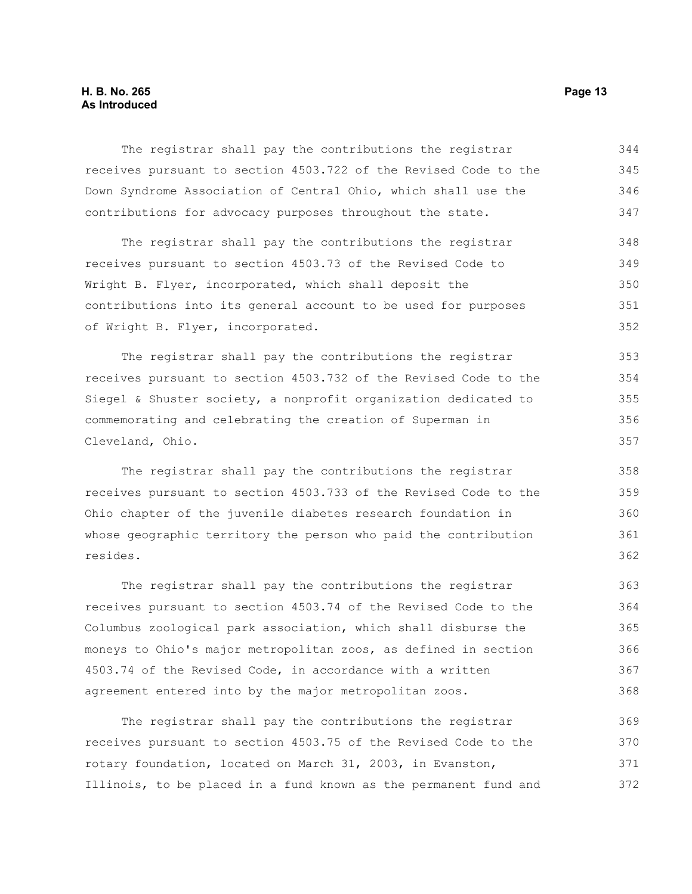The registrar shall pay the contributions the registrar receives pursuant to section 4503.722 of the Revised Code to the Down Syndrome Association of Central Ohio, which shall use the contributions for advocacy purposes throughout the state.

The registrar shall pay the contributions the registrar receives pursuant to section 4503.73 of the Revised Code to Wright B. Flyer, incorporated, which shall deposit the contributions into its general account to be used for purposes of Wright B. Flyer, incorporated.

The registrar shall pay the contributions the registrar receives pursuant to section 4503.732 of the Revised Code to the Siegel & Shuster society, a nonprofit organization dedicated to commemorating and celebrating the creation of Superman in Cleveland, Ohio.

The registrar shall pay the contributions the registrar receives pursuant to section 4503.733 of the Revised Code to the Ohio chapter of the juvenile diabetes research foundation in whose geographic territory the person who paid the contribution resides.

The registrar shall pay the contributions the registrar receives pursuant to section 4503.74 of the Revised Code to the Columbus zoological park association, which shall disburse the moneys to Ohio's major metropolitan zoos, as defined in section 4503.74 of the Revised Code, in accordance with a written agreement entered into by the major metropolitan zoos.

The registrar shall pay the contributions the registrar receives pursuant to section 4503.75 of the Revised Code to the rotary foundation, located on March 31, 2003, in Evanston, Illinois, to be placed in a fund known as the permanent fund and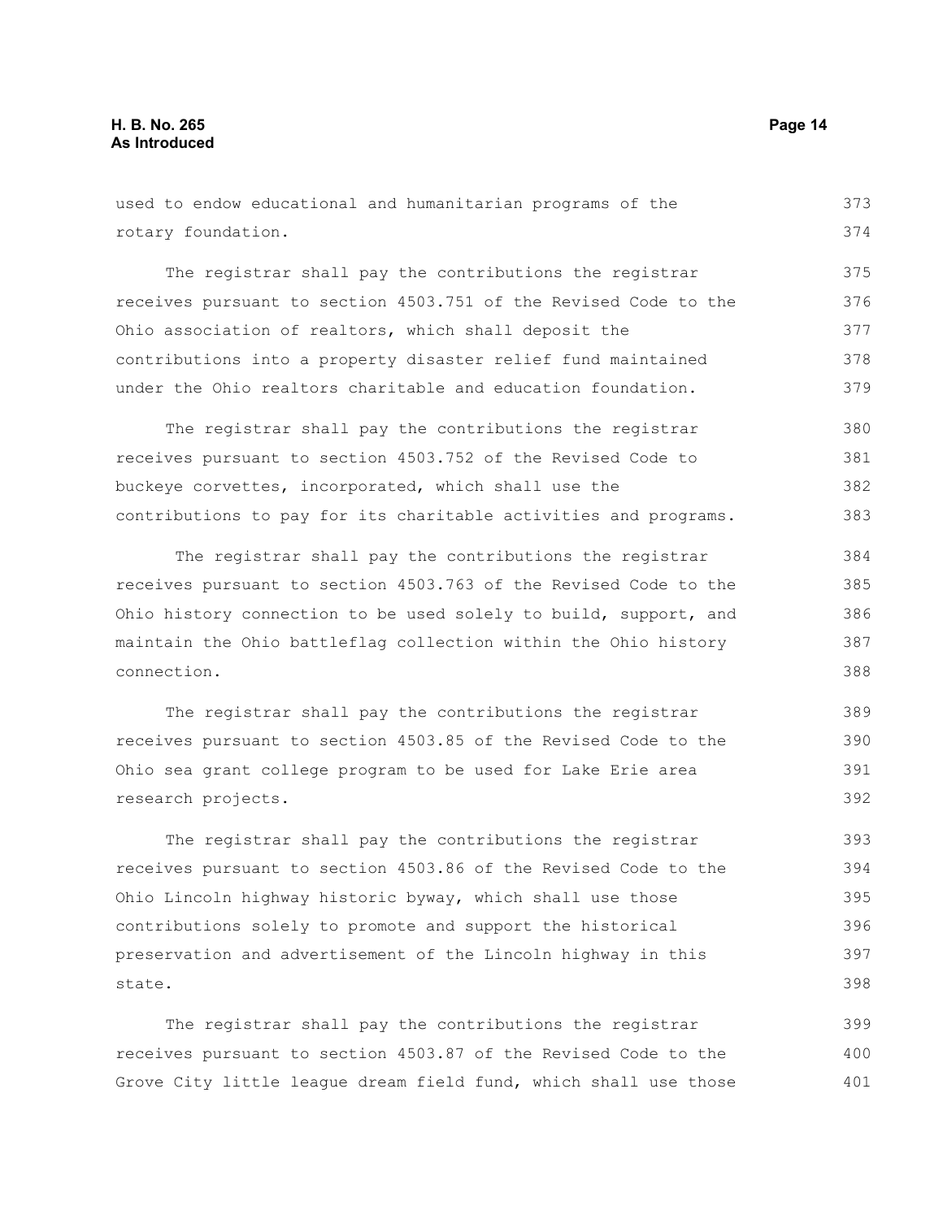used to endow educational and humanitarian programs of the rotary foundation.

The registrar shall pay the contributions the registrar receives pursuant to section 4503.751 of the Revised Code to the Ohio association of realtors, which shall deposit the contributions into a property disaster relief fund maintained under the Ohio realtors charitable and education foundation.

The registrar shall pay the contributions the registrar receives pursuant to section 4503.752 of the Revised Code to buckeye corvettes, incorporated, which shall use the contributions to pay for its charitable activities and programs.

The registrar shall pay the contributions the registrar receives pursuant to section 4503.763 of the Revised Code to the Ohio history connection to be used solely to build, support, and maintain the Ohio battleflag collection within the Ohio history connection.

The registrar shall pay the contributions the registrar receives pursuant to section 4503.85 of the Revised Code to the Ohio sea grant college program to be used for Lake Erie area research projects.

The registrar shall pay the contributions the registrar receives pursuant to section 4503.86 of the Revised Code to the Ohio Lincoln highway historic byway, which shall use those contributions solely to promote and support the historical preservation and advertisement of the Lincoln highway in this state.

The registrar shall pay the contributions the registrar receives pursuant to section 4503.87 of the Revised Code to the Grove City little league dream field fund, which shall use those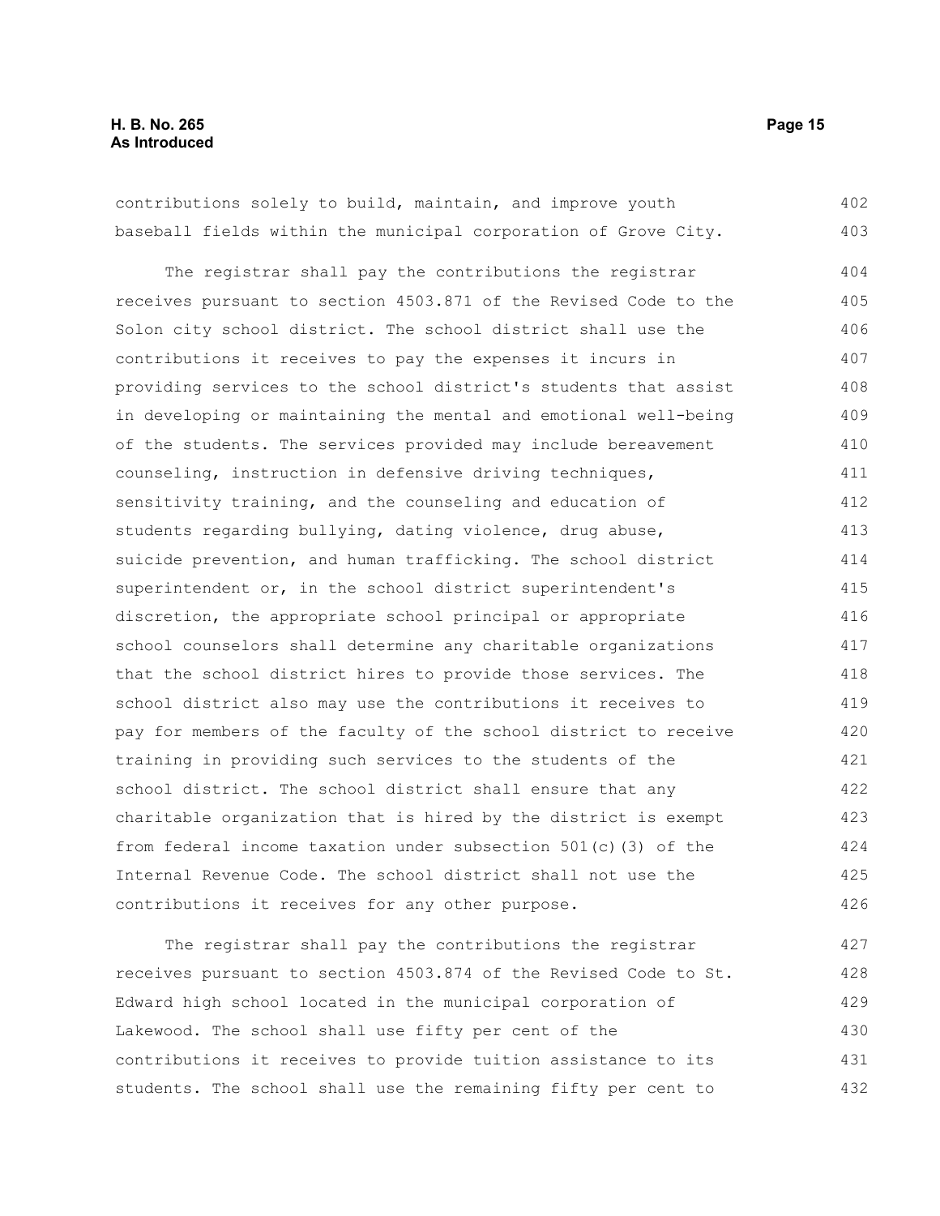contributions solely to build, maintain, and improve youth baseball fields within the municipal corporation of Grove City.

The registrar shall pay the contributions the registrar receives pursuant to section 4503.871 of the Revised Code to the Solon city school district. The school district shall use the contributions it receives to pay the expenses it incurs in providing services to the school district's students that assist in developing or maintaining the mental and emotional well-being of the students. The services provided may include bereavement counseling, instruction in defensive driving techniques, sensitivity training, and the counseling and education of students regarding bullying, dating violence, drug abuse, suicide prevention, and human trafficking. The school district superintendent or, in the school district superintendent's discretion, the appropriate school principal or appropriate school counselors shall determine any charitable organizations that the school district hires to provide those services. The school district also may use the contributions it receives to pay for members of the faculty of the school district to receive training in providing such services to the students of the school district. The school district shall ensure that any charitable organization that is hired by the district is exempt from federal income taxation under subsection 501(c)(3) of the Internal Revenue Code. The school district shall not use the contributions it receives for any other purpose.

The registrar shall pay the contributions the registrar receives pursuant to section 4503.874 of the Revised Code to St. Edward high school located in the municipal corporation of Lakewood. The school shall use fifty per cent of the contributions it receives to provide tuition assistance to its students. The school shall use the remaining fifty per cent to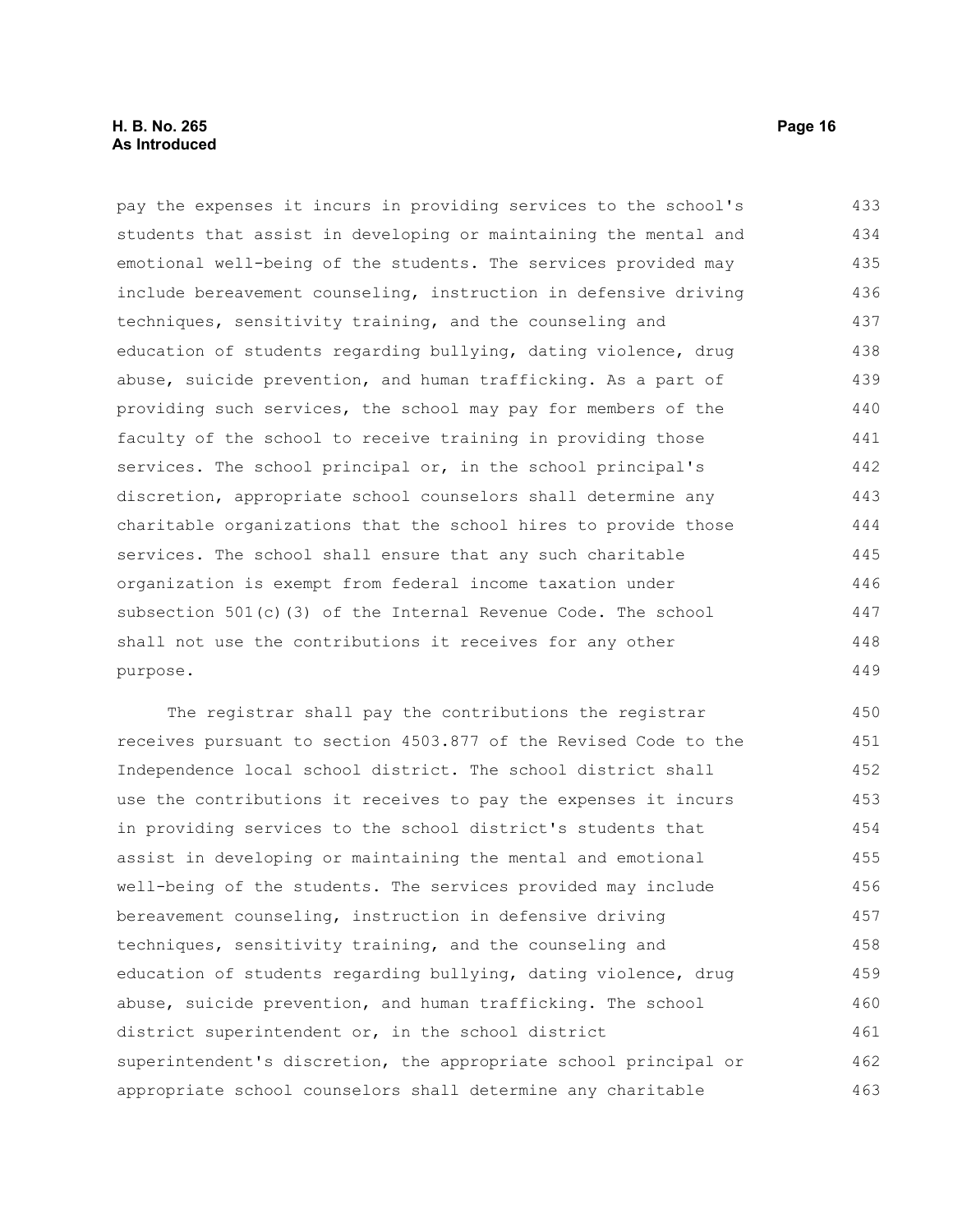pay the expenses it incurs in providing services to the school's students that assist in developing or maintaining the mental and emotional well-being of the students. The services provided may include bereavement counseling, instruction in defensive driving techniques, sensitivity training, and the counseling and education of students regarding bullying, dating violence, drug abuse, suicide prevention, and human trafficking. As a part of providing such services, the school may pay for members of the faculty of the school to receive training in providing those services. The school principal or, in the school principal's discretion, appropriate school counselors shall determine any charitable organizations that the school hires to provide those services. The school shall ensure that any such charitable organization is exempt from federal income taxation under subsection 501(c)(3) of the Internal Revenue Code. The school shall not use the contributions it receives for any other purpose.

The registrar shall pay the contributions the registrar receives pursuant to section 4503.877 of the Revised Code to the Independence local school district. The school district shall use the contributions it receives to pay the expenses it incurs in providing services to the school district's students that assist in developing or maintaining the mental and emotional well-being of the students. The services provided may include bereavement counseling, instruction in defensive driving techniques, sensitivity training, and the counseling and education of students regarding bullying, dating violence, drug abuse, suicide prevention, and human trafficking. The school district superintendent or, in the school district superintendent's discretion, the appropriate school principal or appropriate school counselors shall determine any charitable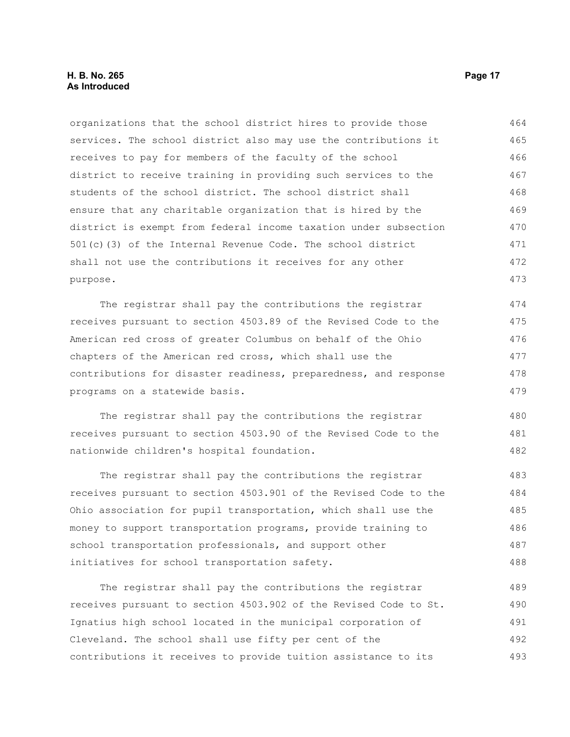organizations that the school district hires to provide those services. The school district also may use the contributions it receives to pay for members of the faculty of the school district to receive training in providing such services to the students of the school district. The school district shall ensure that any charitable organization that is hired by the district is exempt from federal income taxation under subsection 501(c)(3) of the Internal Revenue Code. The school district shall not use the contributions it receives for any other purpose.

The registrar shall pay the contributions the registrar receives pursuant to section 4503.89 of the Revised Code to the American red cross of greater Columbus on behalf of the Ohio chapters of the American red cross, which shall use the contributions for disaster readiness, preparedness, and response programs on a statewide basis.

The registrar shall pay the contributions the registrar receives pursuant to section 4503.90 of the Revised Code to the nationwide children's hospital foundation.

The registrar shall pay the contributions the registrar receives pursuant to section 4503.901 of the Revised Code to the Ohio association for pupil transportation, which shall use the money to support transportation programs, provide training to school transportation professionals, and support other initiatives for school transportation safety.

The registrar shall pay the contributions the registrar receives pursuant to section 4503.902 of the Revised Code to St. Ignatius high school located in the municipal corporation of Cleveland. The school shall use fifty per cent of the contributions it receives to provide tuition assistance to its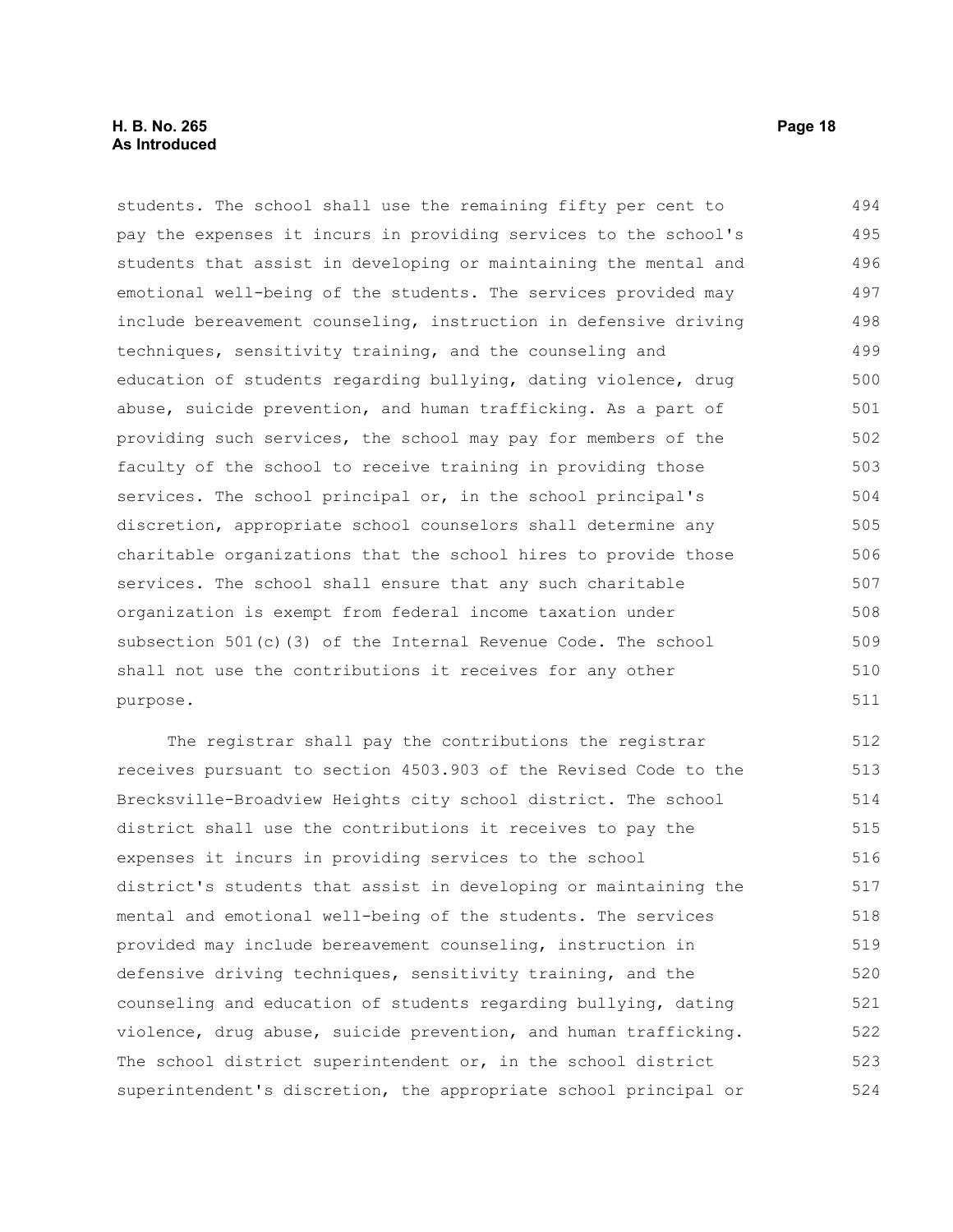students. The school shall use the remaining fifty per cent to pay the expenses it incurs in providing services to the school's students that assist in developing or maintaining the mental and emotional well-being of the students. The services provided may include bereavement counseling, instruction in defensive driving techniques, sensitivity training, and the counseling and education of students regarding bullying, dating violence, drug abuse, suicide prevention, and human trafficking. As a part of providing such services, the school may pay for members of the faculty of the school to receive training in providing those services. The school principal or, in the school principal's discretion, appropriate school counselors shall determine any charitable organizations that the school hires to provide those services. The school shall ensure that any such charitable organization is exempt from federal income taxation under subsection 501(c)(3) of the Internal Revenue Code. The school shall not use the contributions it receives for any other purpose.

The registrar shall pay the contributions the registrar receives pursuant to section 4503.903 of the Revised Code to the Brecksville-Broadview Heights city school district. The school district shall use the contributions it receives to pay the expenses it incurs in providing services to the school district's students that assist in developing or maintaining the mental and emotional well-being of the students. The services provided may include bereavement counseling, instruction in defensive driving techniques, sensitivity training, and the counseling and education of students regarding bullying, dating violence, drug abuse, suicide prevention, and human trafficking. The school district superintendent or, in the school district superintendent's discretion, the appropriate school principal or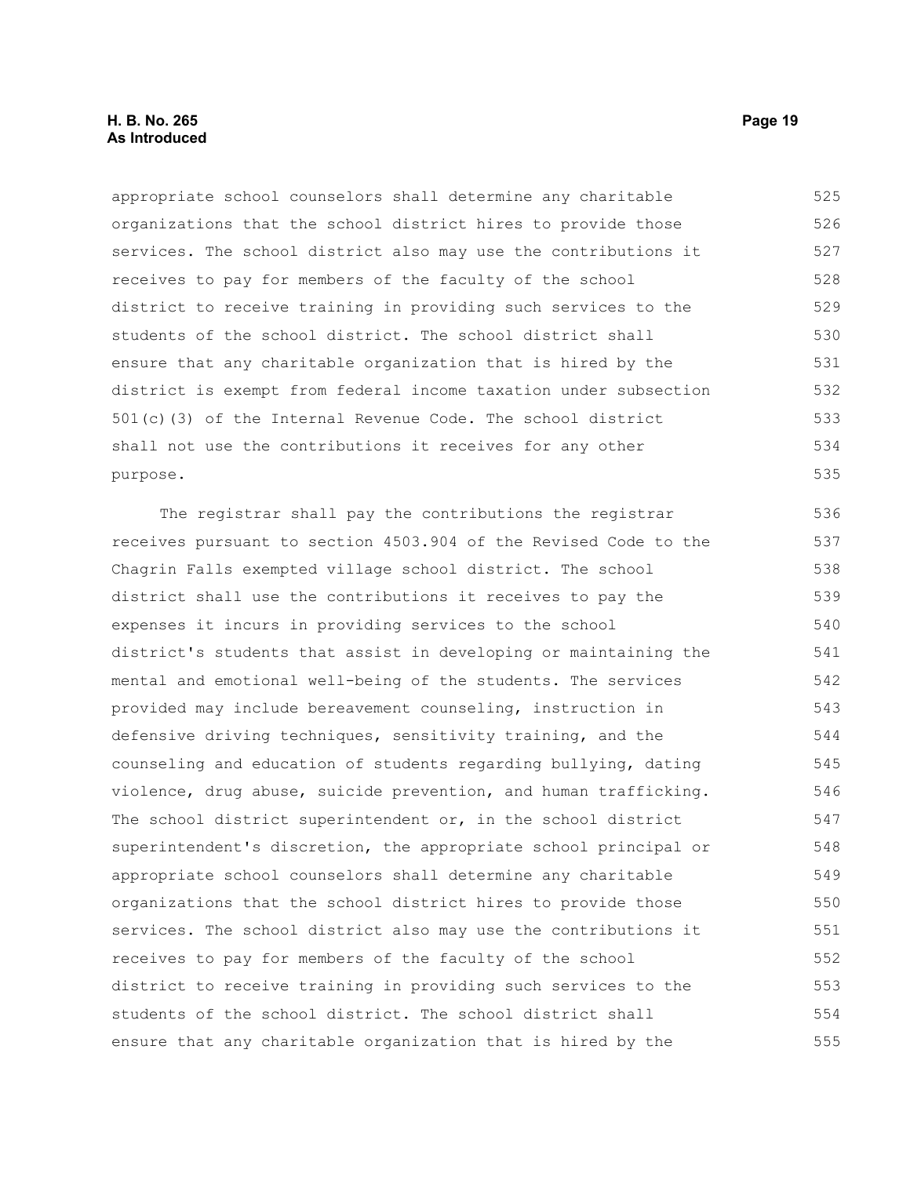appropriate school counselors shall determine any charitable organizations that the school district hires to provide those services. The school district also may use the contributions it receives to pay for members of the faculty of the school district to receive training in providing such services to the students of the school district. The school district shall ensure that any charitable organization that is hired by the district is exempt from federal income taxation under subsection 501(c)(3) of the Internal Revenue Code. The school district shall not use the contributions it receives for any other purpose.

The registrar shall pay the contributions the registrar receives pursuant to section 4503.904 of the Revised Code to the Chagrin Falls exempted village school district. The school district shall use the contributions it receives to pay the expenses it incurs in providing services to the school district's students that assist in developing or maintaining the mental and emotional well-being of the students. The services provided may include bereavement counseling, instruction in defensive driving techniques, sensitivity training, and the counseling and education of students regarding bullying, dating violence, drug abuse, suicide prevention, and human trafficking. The school district superintendent or, in the school district superintendent's discretion, the appropriate school principal or appropriate school counselors shall determine any charitable organizations that the school district hires to provide those services. The school district also may use the contributions it receives to pay for members of the faculty of the school district to receive training in providing such services to the students of the school district. The school district shall ensure that any charitable organization that is hired by the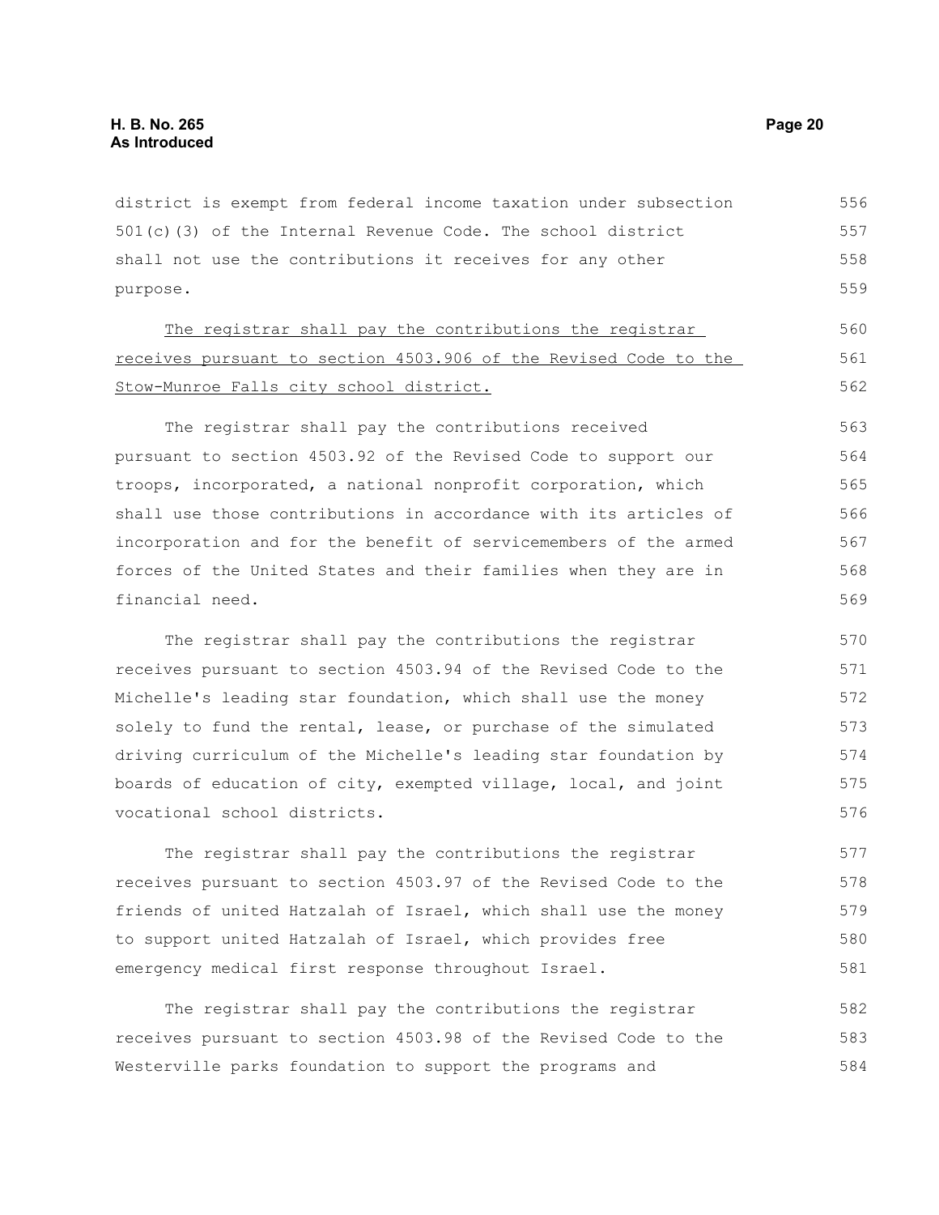district is exempt from federal income taxation under subsection 501(c)(3) of the Internal Revenue Code. The school district shall not use the contributions it receives for any other purpose.

The registrar shall pay the contributions the registrar receives pursuant to section 4503.906 of the Revised Code to the Stow-Munroe Falls city school district.

The registrar shall pay the contributions received pursuant to section 4503.92 of the Revised Code to support our troops, incorporated, a national nonprofit corporation, which shall use those contributions in accordance with its articles of incorporation and for the benefit of servicemembers of the armed forces of the United States and their families when they are in financial need.

The registrar shall pay the contributions the registrar receives pursuant to section 4503.94 of the Revised Code to the Michelle's leading star foundation, which shall use the money solely to fund the rental, lease, or purchase of the simulated driving curriculum of the Michelle's leading star foundation by boards of education of city, exempted village, local, and joint vocational school districts.

The registrar shall pay the contributions the registrar receives pursuant to section 4503.97 of the Revised Code to the friends of united Hatzalah of Israel, which shall use the money to support united Hatzalah of Israel, which provides free emergency medical first response throughout Israel.

The registrar shall pay the contributions the registrar receives pursuant to section 4503.98 of the Revised Code to the Westerville parks foundation to support the programs and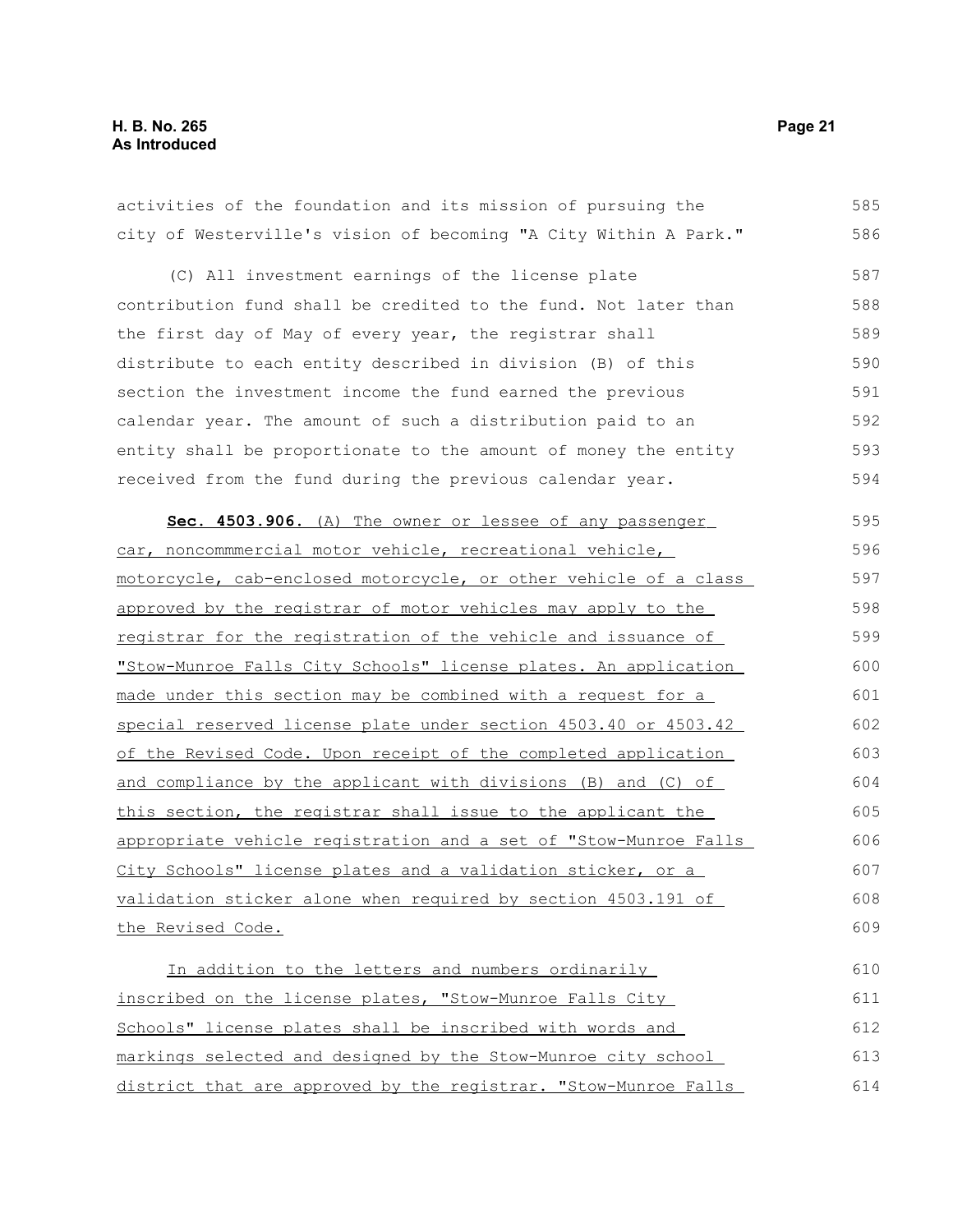activities of the foundation and its mission of pursuing the city of Westerville's vision of becoming "A City Within A Park."

(C) All investment earnings of the license plate contribution fund shall be credited to the fund. Not later than the first day of May of every year, the registrar shall distribute to each entity described in division (B) of this section the investment income the fund earned the previous calendar year. The amount of such a distribution paid to an entity shall be proportionate to the amount of money the entity received from the fund during the previous calendar year.

**Sec. 4503.906.** (A) The owner or lessee of any passenger car, noncommmercial motor vehicle, recreational vehicle, motorcycle, cab-enclosed motorcycle, or other vehicle of a class approved by the registrar of motor vehicles may apply to the registrar for the registration of the vehicle and issuance of "Stow-Munroe Falls City Schools" license plates. An application made under this section may be combined with a request for a special reserved license plate under section 4503.40 or 4503.42 of the Revised Code. Upon receipt of the completed application and compliance by the applicant with divisions (B) and (C) of this section, the registrar shall issue to the applicant the appropriate vehicle registration and a set of "Stow-Munroe Falls City Schools" license plates and a validation sticker, or a validation sticker alone when required by section 4503.191 of the Revised Code.

In addition to the letters and numbers ordinarily inscribed on the license plates, "Stow-Munroe Falls City Schools" license plates shall be inscribed with words and markings selected and designed by the Stow-Munroe city school district that are approved by the registrar. "Stow-Munroe Falls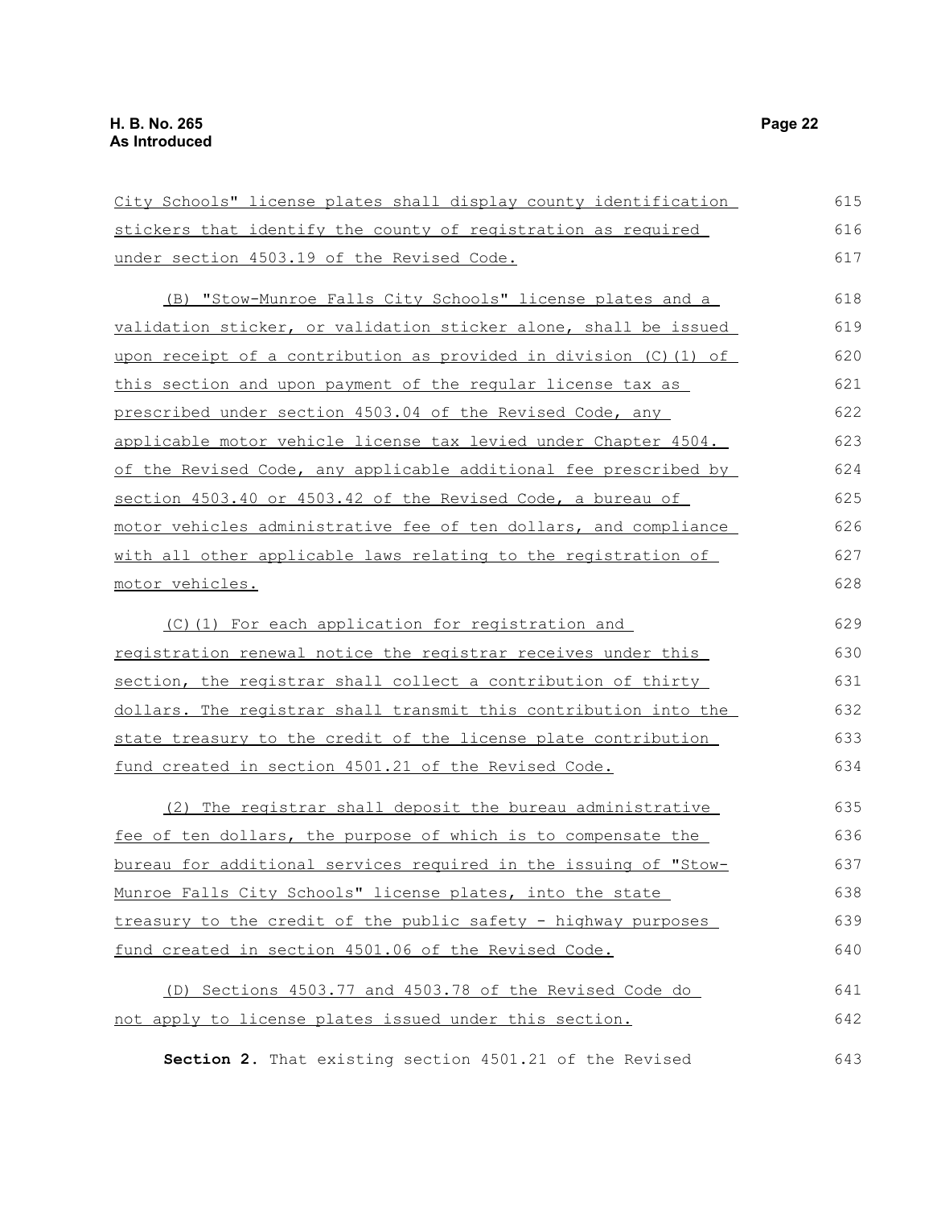City Schools" license plates shall display county identification stickers that identify the county of registration as required under section 4503.19 of the Revised Code.

(B) "Stow-Munroe Falls City Schools" license plates and a validation sticker, or validation sticker alone, shall be issued upon receipt of a contribution as provided in division (C)(1) of this section and upon payment of the regular license tax as prescribed under section 4503.04 of the Revised Code, any applicable motor vehicle license tax levied under Chapter 4504. of the Revised Code, any applicable additional fee prescribed by section 4503.40 or 4503.42 of the Revised Code, a bureau of motor vehicles administrative fee of ten dollars, and compliance with all other applicable laws relating to the registration of motor vehicles.

(C)(1) For each application for registration and registration renewal notice the registrar receives under this section, the registrar shall collect a contribution of thirty dollars. The registrar shall transmit this contribution into the state treasury to the credit of the license plate contribution fund created in section 4501.21 of the Revised Code.

(2) The registrar shall deposit the bureau administrative fee of ten dollars, the purpose of which is to compensate the bureau for additional services required in the issuing of "Stow-Munroe Falls City Schools" license plates, into the state treasury to the credit of the public safety - highway purposes fund created in section 4501.06 of the Revised Code.

(D) Sections 4503.77 and 4503.78 of the Revised Code do not apply to license plates issued under this section.

**Section 2.** That existing section 4501.21 of the Revised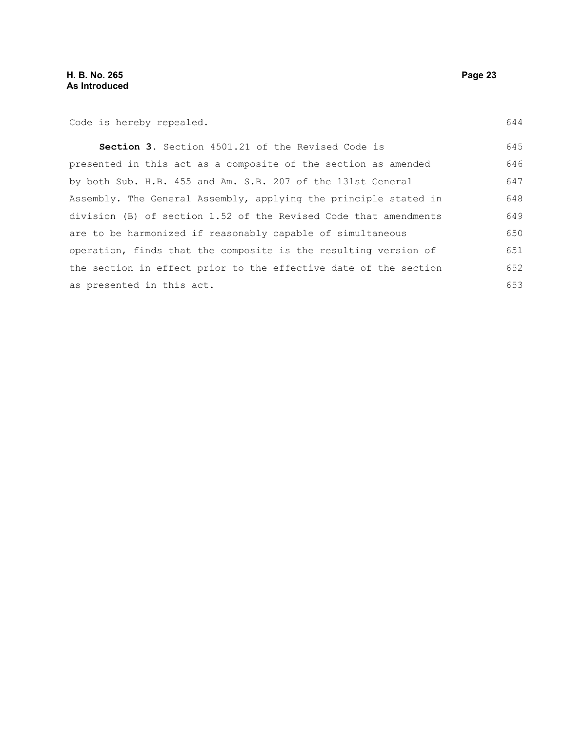Code is hereby repealed.

**Section 3.** Section 4501.21 of the Revised Code is presented in this act as a composite of the section as amended by both Sub. H.B. 455 and Am. S.B. 207 of the 131st General Assembly. The General Assembly, applying the principle stated in division (B) of section 1.52 of the Revised Code that amendments are to be harmonized if reasonably capable of simultaneous operation, finds that the composite is the resulting version of the section in effect prior to the effective date of the section as presented in this act.